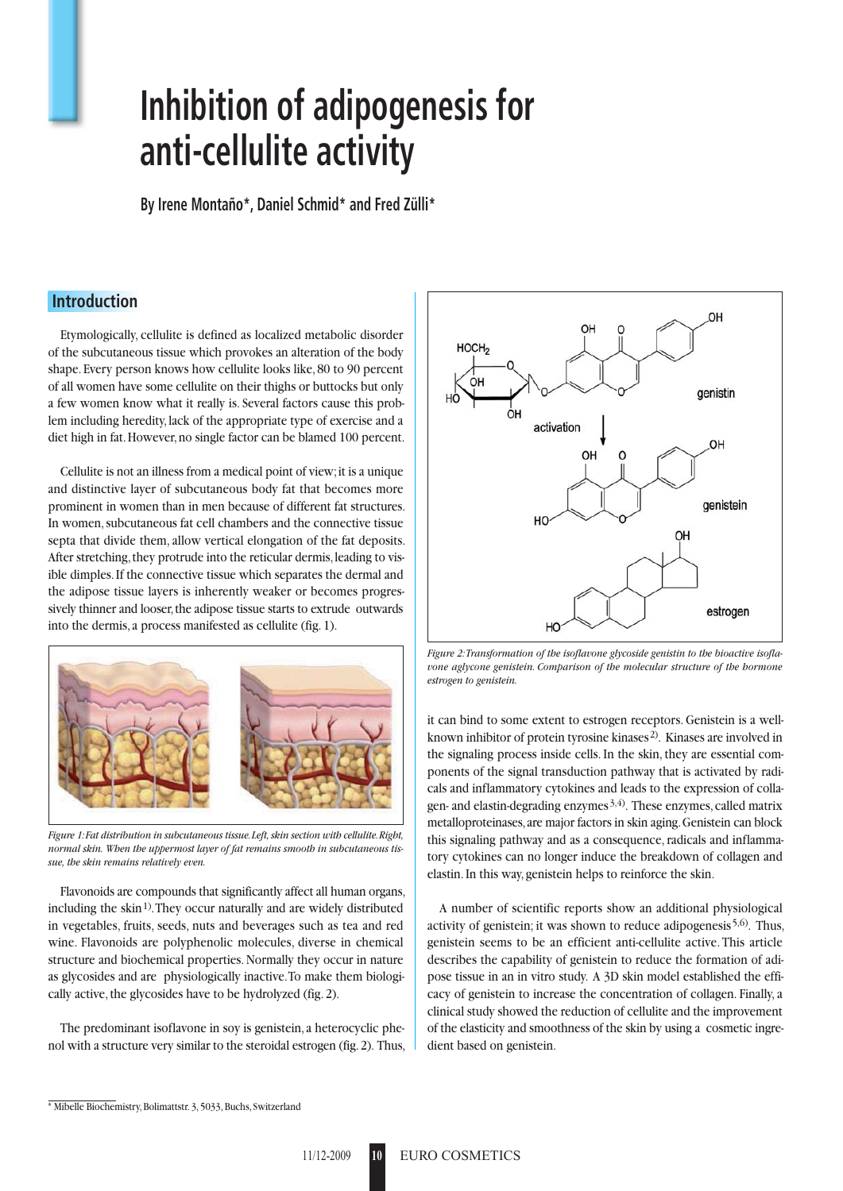# Inhibition of adipogenesis for anti-cellulite activity

**By Irene Montaño*, Daniel Schmid* and Fred Zülli***

## Introduction

Etymologically, cellulite is defined as localized metabolic disorder of the subcutaneous tissue which provokes an alteration of the body shape. Every person knows how cellulite looks like, 80 to 90 percent of all women have some cellulite on their thighs or buttocks but only a few women know what it really is. Several factors cause this problem including heredity, lack of the appropriate type of exercise and a diet high in fat. However, no single factor can be blamed 100 percent.

Cellulite is not an illness from a medical point of view; it is a unique and distinctive layer of subcutaneous body fat that becomes more prominent in women than in men because of different fat structures. In women, subcutaneous fat cell chambers and the connective tissue septa that divide them, allow vertical elongation of the fat deposits. After stretching, they protrude into the reticular dermis, leading to visible dimples. If the connective tissue which separates the dermal and the adipose tissue layers is inherently weaker or becomes progressively thinner and looser, the adipose tissue starts to extrude outwards into the dermis, a process manifested as cellulite (fig. 1).

*Figure 1: Fat distribution in subcutaneous tissue. Left, skin section with cellulite. Right, normal skin. When the uppermost layer of fat remains smooth in subcutaneous tissue, the skin remains relatively even.*

Flavonoids are compounds that significantly affect all human organs, including the skin[1]. They occur naturally and are widely distributed in vegetables, fruits, seeds, nuts and beverages such as tea and red wine. Flavonoids are polyphenolic molecules, diverse in chemical structure and biochemical properties. Normally they occur in nature as glycosides and are physiologically inactive. To make them biologically active, the glycosides have to be hydrolyzed (fig. 2).

The predominant isoflavone in soy is genistein, a heterocyclic phenol with a structure very similar to the steroidal estrogen (fig. 2). Thus, it can bind to some extent to estrogen receptors. Genistein is a well-known inhibitor of protein tyrosine kinases[2]. Kinases are involved in the signaling process inside cells. In the skin, they are essential components of the signal transduction pathway that is activated by radicals and inflammatory cytokines and leads to the expression of collagen- and elastin-degrading enzymes[3,4]. These enzymes, called matrix metalloproteinases, are major factors in skin aging. Genistein can block this signaling pathway and as a consequence, radicals and inflammatory cytokines can no longer induce the breakdown of collagen and elastin. In this way, genistein helps to reinforce the skin.

*Figure 2: Transformation of the isoflavone glycoside genistin to the bioactive isoflavone aglycone genistein. Comparison of the molecular structure of the hormone estrogen to genistein.*

A number of scientific reports show an additional physiological activity of genistein; it was shown to reduce adipogenesis[5,6]. Thus, genistein seems to be an efficient anti-cellulite active. This article describes the capability of genistein to reduce the formation of adipose tissue in an in vitro study. A 3D skin model established the efficacy of genistein to increase the concentration of collagen. Finally, a clinical study showed the reduction of cellulite and the improvement of the elasticity and smoothness of the skin by using a cosmetic ingredient based on genistein.

\* Mibelle Biochemistry, Bolimattstr. 3, 5033, Buchs, Switzerland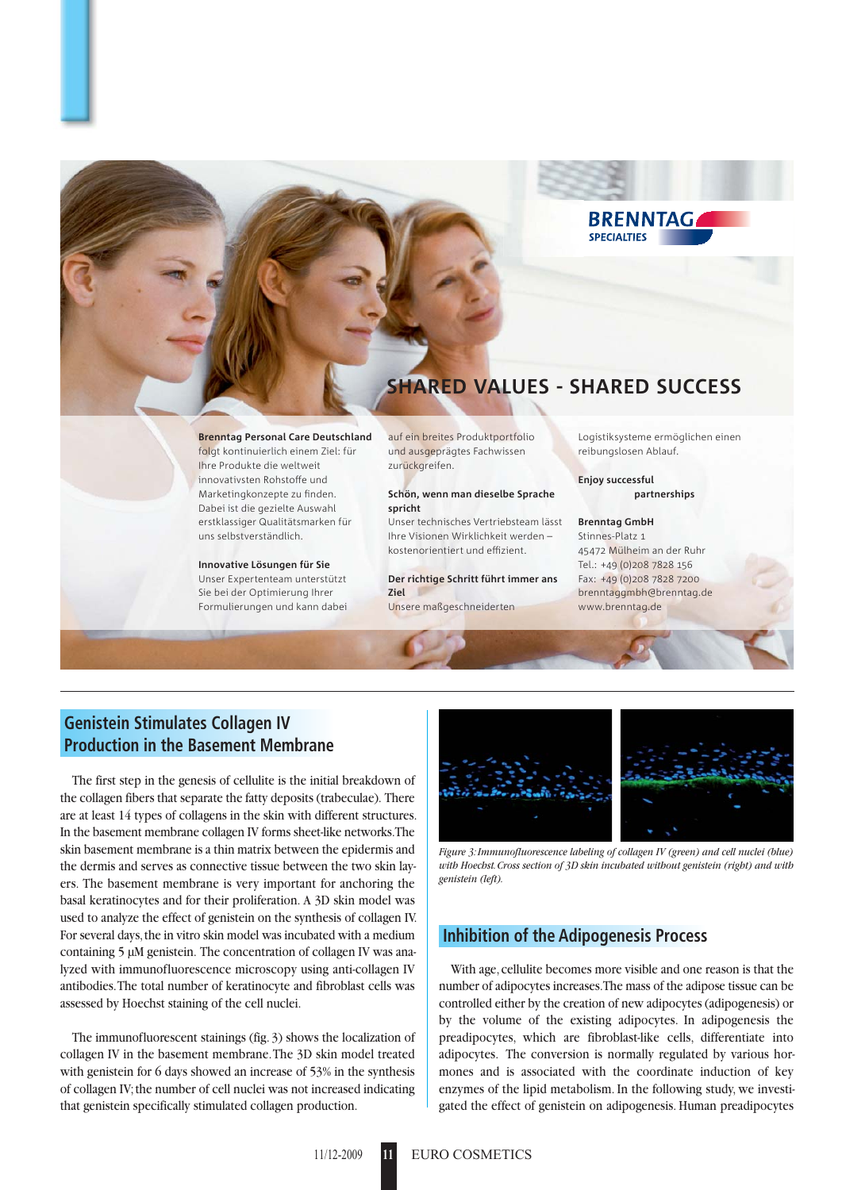## SHARED VALUES - SHARED SUCCESS

**Brenntag Personal Care Deutschland** folgt kontinuierlich einem Ziel: für Ihre Produkte die weltweit innovativsten Rohstoffe und Marketingkonzepte zu finden. Dabei ist die gezielte Auswahl erstklassiger Qualitätsmarken für uns selbstverständlich.

**Innovative Lösungen für Sie**
Unser Expertenteam unterstützt Sie bei der Optimierung Ihrer Formulierungen und kann dabei auf ein breites Produktportfolio und ausgeprägtes Fachwissen zurückgreifen.

**Schön, wenn man dieselbe Sprache spricht**
Unser technisches Vertriebsteam lässt Ihre Visionen Wirklichkeit werden – kostenorientiert und effizient.

**Der richtige Schritt führt immer ans Ziel**
Unsere maßgeschneiderten Logistiksysteme ermöglichen einen reibungslosen Ablauf.

**Enjoy successful partnerships**

**Brenntag GmbH**
Stinnes-Platz 1
45472 Mülheim an der Ruhr
Tel.: +49 (0)208 7828 156
Fax: +49 (0)208 7828 7200
brenntaggmbh@brenntag.de
www.brenntag.de

## Genistein Stimulates Collagen IV Production in the Basement Membrane

The first step in the genesis of cellulite is the initial breakdown of the collagen fibers that separate the fatty deposits (trabeculae). There are at least 14 types of collagens in the skin with different structures. In the basement membrane collagen IV forms sheet-like networks. The skin basement membrane is a thin matrix between the epidermis and the dermis and serves as connective tissue between the two skin layers. The basement membrane is very important for anchoring the basal keratinocytes and for their proliferation. A 3D skin model was used to analyze the effect of genistein on the synthesis of collagen IV. For several days, the in vitro skin model was incubated with a medium containing 5 µM genistein. The concentration of collagen IV was analyzed with immunofluorescence microscopy using anti-collagen IV antibodies. The total number of keratinocyte and fibroblast cells was assessed by Hoechst staining of the cell nuclei.

The immunofluorescent stainings (fig. 3) shows the localization of collagen IV in the basement membrane. The 3D skin model treated with genistein for 6 days showed an increase of 53% in the synthesis of collagen IV; the number of cell nuclei was not increased indicating that genistein specifically stimulated collagen production.

*Figure 3: Immunofluorescence labeling of collagen IV (green) and cell nuclei (blue) with Hoechst. Cross section of 3D skin incubated without genistein (right) and with genistein (left).*

## Inhibition of the Adipogenesis Process

With age, cellulite becomes more visible and one reason is that the number of adipocytes increases. The mass of the adipose tissue can be controlled either by the creation of new adipocytes (adipogenesis) or by the volume of the existing adipocytes. In adipogenesis the preadipocytes, which are fibroblast-like cells, differentiate into adipocytes. The conversion is normally regulated by various hormones and is associated with the coordinate induction of key enzymes of the lipid metabolism. In the following study, we investigated the effect of genistein on adipogenesis. Human preadipocytes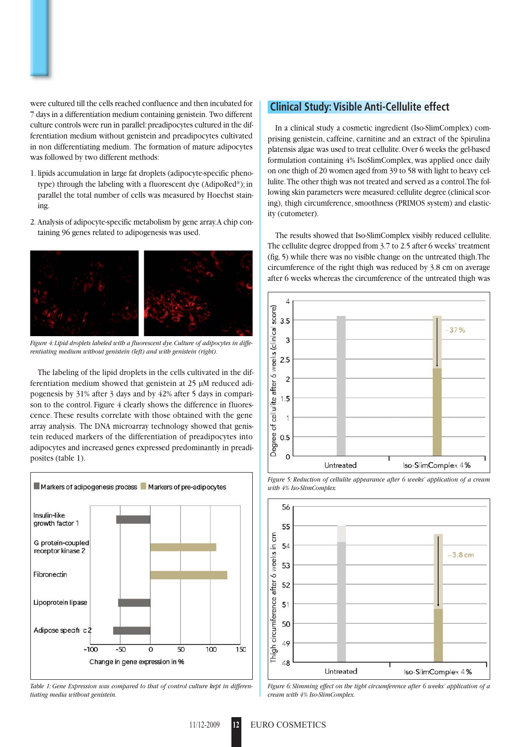were cultured till the cells reached confluence and then incubated for 7 days in a differentiation medium containing genistein. Two different culture controls were run in parallel: preadipocytes cultured in the differentiation medium without genistein and preadipocytes cultivated in non differentiating medium. The formation of mature adipocytes was followed by two different methods:

1. lipids accumulation in large fat droplets (adipocyte-specific phenotype) through the labeling with a fluorescent dye (AdipoRed®); in parallel the total number of cells was measured by Hoechst staining.
2. Analysis of adipocyte-specific metabolism by gene array. A chip containing 96 genes related to adipogenesis was used.

*Figure 4: Lipid droplets labeled with a fluorescent dye. Culture of adipocytes in differentiating medium without genistein (left) and with genistein (right).*

The labeling of the lipid droplets in the cells cultivated in the differentiation medium showed that genistein at 25 µM reduced adipogenesis by 31% after 3 days and by 42% after 5 days in comparison to the control. Figure 4 clearly shows the difference in fluorescence. These results correlate with those obtained with the gene array analysis. The DNA microarray technology showed that genistein reduced markers of the differentiation of preadipocytes into adipocytes and increased genes expressed predominantly in preadipocites (table 1).

*Table 1: Gene Expression was compared to that of control culture kept in differentiating media without genistein.*

## Clinical Study: Visible Anti-Cellulite effect

In a clinical study a cosmetic ingredient (Iso-SlimComplex) comprising genistein, caffeine, carnitine and an extract of the Spirulina platensis algae was used to treat cellulite. Over 6 weeks the gel-based formulation containing 4% IsoSlimComplex, was applied once daily on one thigh of 20 women aged from 39 to 58 with light to heavy cellulite. The other thigh was not treated and served as a control. The following skin parameters were measured: cellulite degree (clinical scoring), thigh circumference, smoothness (PRIMOS system) and elasticity (cutometer).

The results showed that Iso-SlimComplex visibly reduced cellulite. The cellulite degree dropped from 3.7 to 2.5 after 6 weeks' treatment (fig. 5) while there was no visible change on the untreated thigh. The circumference of the right thigh was reduced by 3.8 cm on average after 6 weeks whereas the circumference of the untreated thigh was

*Figure 5: Reduction of cellulite appearance after 6 weeks' application of a cream with 4% Iso-SlimComplex.*

*Figure 6: Slimming effect on the tight circumference after 6 weeks' application of a cream with 4% Iso-SlimComplex.*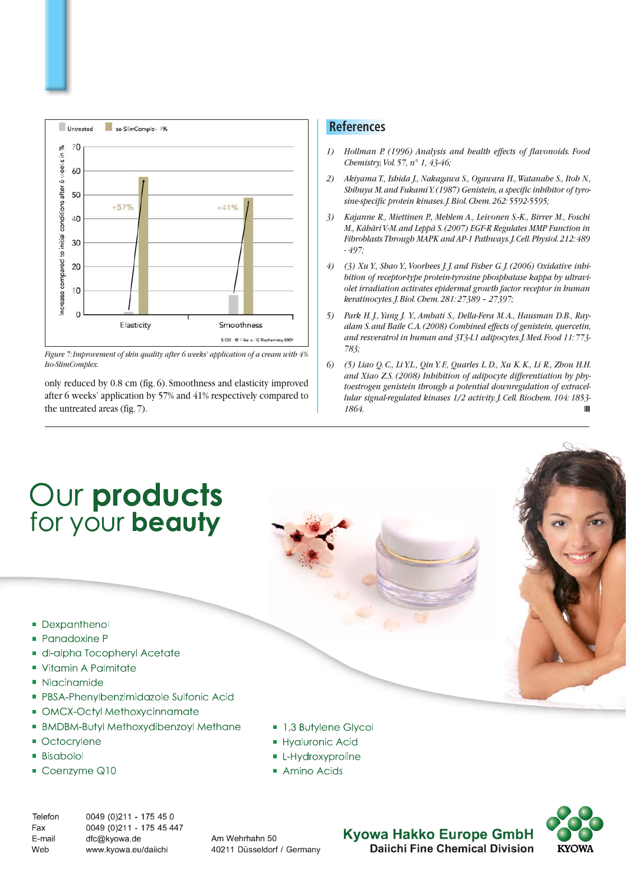Untreated
Iso-SlimComplex 1%

Increase compared to initial conditions after 6 weeks in %

70
60
50
40
30
20
10
0

+57%
+41%

Elasticity
Smoothness

S 035 © Vitro / G Biochemistry 2009

*Figure 7: Improvement of skin quality after 6 weeks' application of a cream with 4% Iso-SlimComplex.*

only reduced by 0.8 cm (fig. 6). Smoothness and elasticity improved after 6 weeks' application by 57% and 41% respectively compared to the untreated areas (fig. 7).

## References

1) *Hollman P. (1996) Analysis and health effects of flavonoids. Food Chemistry, Vol. 57, n° 1, 43-46;*

2) *Akiyama T., Ishida J., Nakagawa S., Ogawara H., Watanabe S., Itoh N., Shibuya M. and Fukami Y. (1987) Genistein, a specific inhibitor of tyrosine-specific protein kinases. J. Biol. Chem. 262: 5592-5595;*

3) *Kajanne R., Miettinen P., Mehlem A., Leivonen S.-K., Birrer M., Foschi M., Kähäri V.-M. and Leppä S. (2007) EGF-R Regulates MMP Function in Fibroblasts Through MAPK and AP-1 Pathways. J. Cell. Physiol. 212: 489 - 497;*

4) *(3) Xu Y., Shao Y., Voorhees J.J. and Fisher G.J. (2006) Oxidative inhibition of receptor-type protein-tyrosine phosphatase kappa by ultraviolet irradiation activates epidermal growth factor receptor in human keratinocytes. J. Biol. Chem. 281: 27389 - 27397;*

5) *Park H.J., Yang J. Y., Ambati S., Della-Fera M.A., Hausman D.B., Rayalam S. and Baile C.A. (2008) Combined effects of genistein, quercetin, and resveratrol in human and 3T3-L1 adipocytes. J. Med. Food 11: 773-783;*

6) *(5) Liao Q. C., Li Y.L., Qin Y. F., Quarles L. D., Xu K. K., Li R., Zhou H.H. and Xiao Z.S. (2008) Inhibition of adipocyte differentiation by phytoestrogen genistein through a potential downregulation of extracellular signal-regulated kinases 1/2 activity. J. Cell. Biochem. 104: 1853-1864.*

# Our **products** for your **beauty**

- Dexpanthenol
- Panadoxine P
- dl-alpha Tocopheryl Acetate
- Vitamin A Palmitate
- Niacinamide
- PBSA-Phenylbenzimidazole Sulfonic Acid
- OMCX-Octyl Methoxycinnamate
- BMDBM-Butyl Methoxydibenzoyl Methane
- Octocrylene
- Bisabolol
- Coenzyme Q10
- 1,3 Butylene Glycol
- Hyaluronic Acid
- L-Hydroxyproline
- Amino Acids

Telefon 0049 (0)211 - 175 45 0
Fax 0049 (0)211 - 175 45 447
E-mail dfc@kyowa.de
Web www.kyowa.eu/daiichi

Am Wehrhahn 50
40211 Düsseldorf / Germany

**Kyowa Hakko Europe GmbH**
**Daiichi Fine Chemical Division**

KYOWA